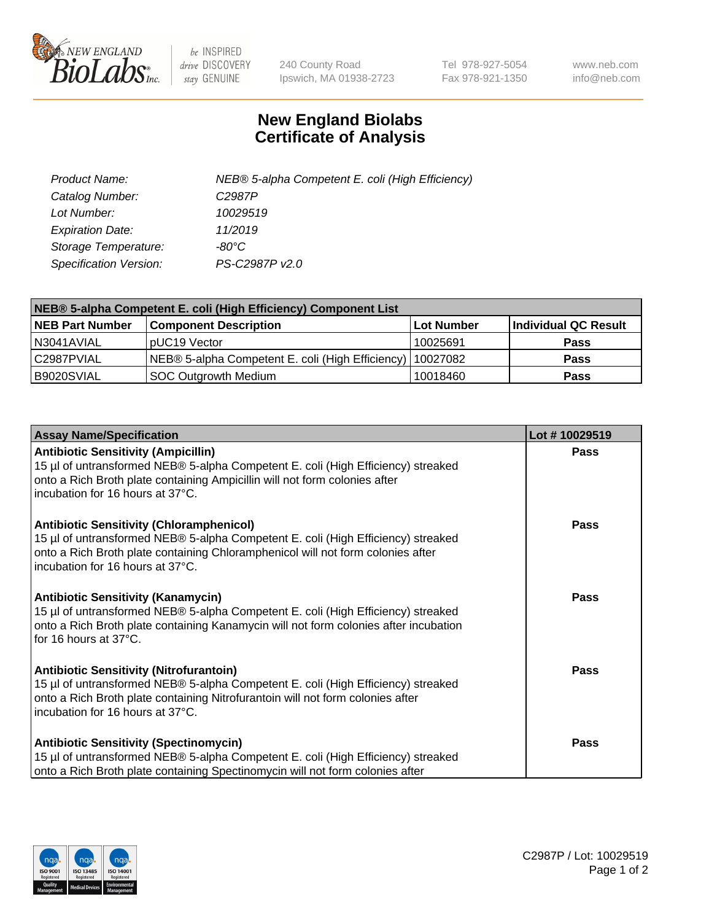# New England Biolabs
# Certificate of Analysis

| | |
|---|---|
| *Product Name:* | *NEB® 5-alpha Competent E. coli (High Efficiency)* |
| *Catalog Number:* | *C2987P* |
| *Lot Number:* | *10029519* |
| *Expiration Date:* | *11/2019* |
| *Storage Temperature:* | *-80°C* |
| *Specification Version:* | *PS-C2987P v2.0* |

| **NEB® 5-alpha Competent E. coli (High Efficiency) Component List** | | | |
|---|---|---|---|
| **NEB Part Number** | **Component Description** | **Lot Number** | **Individual QC Result** |
| N3041AVIAL | pUC19 Vector | 10025691 | **Pass** |
| C2987PVIAL | NEB® 5-alpha Competent E. coli (High Efficiency) | 10027082 | **Pass** |
| B9020SVIAL | SOC Outgrowth Medium | 10018460 | **Pass** |

| **Assay Name/Specification** | **Lot # 10029519** |
|---|---|
| **Antibiotic Sensitivity (Ampicillin)**<br>15 µl of untransformed NEB® 5-alpha Competent E. coli (High Efficiency) streaked onto a Rich Broth plate containing Ampicillin will not form colonies after incubation for 16 hours at 37°C. | **Pass** |
| **Antibiotic Sensitivity (Chloramphenicol)**<br>15 µl of untransformed NEB® 5-alpha Competent E. coli (High Efficiency) streaked onto a Rich Broth plate containing Chloramphenicol will not form colonies after incubation for 16 hours at 37°C. | **Pass** |
| **Antibiotic Sensitivity (Kanamycin)**<br>15 µl of untransformed NEB® 5-alpha Competent E. coli (High Efficiency) streaked onto a Rich Broth plate containing Kanamycin will not form colonies after incubation for 16 hours at 37°C. | **Pass** |
| **Antibiotic Sensitivity (Nitrofurantoin)**<br>15 µl of untransformed NEB® 5-alpha Competent E. coli (High Efficiency) streaked onto a Rich Broth plate containing Nitrofurantoin will not form colonies after incubation for 16 hours at 37°C. | **Pass** |
| **Antibiotic Sensitivity (Spectinomycin)**<br>15 µl of untransformed NEB® 5-alpha Competent E. coli (High Efficiency) streaked onto a Rich Broth plate containing Spectinomycin will not form colonies after | **Pass** |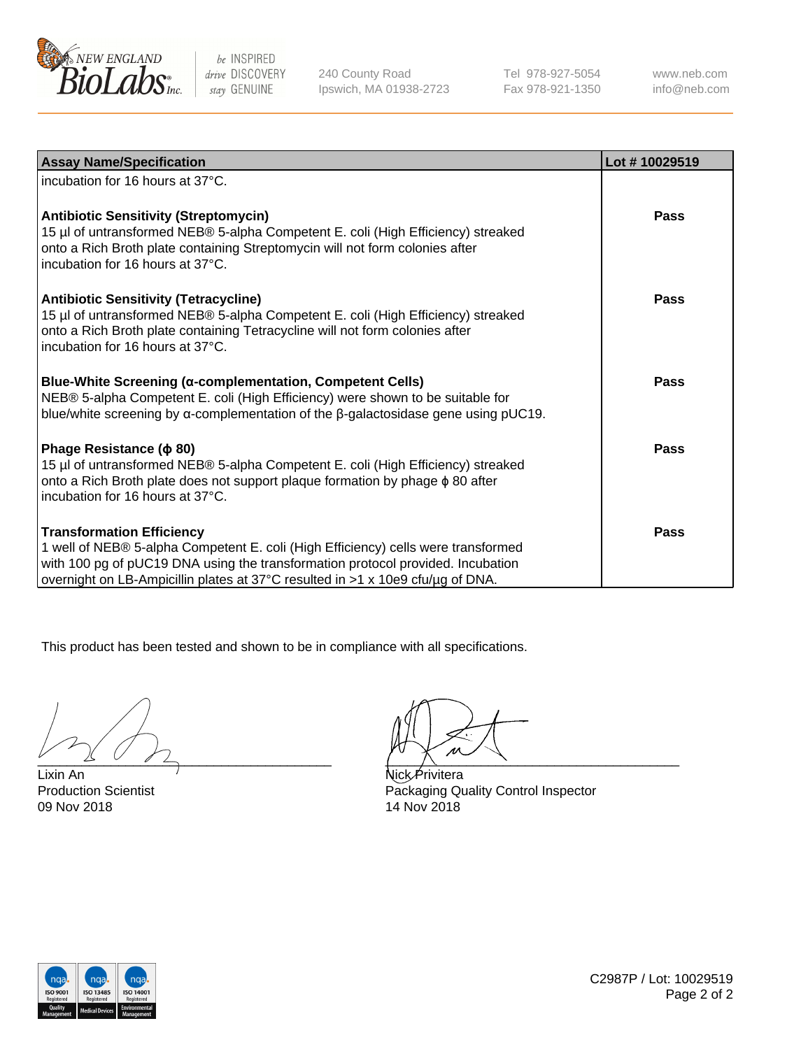| Assay Name/Specification | Lot # 10029519 |
|---|---|
| incubation for 16 hours at 37°C. | |
| **Antibiotic Sensitivity (Streptomycin)**<br>15 µl of untransformed NEB® 5-alpha Competent E. coli (High Efficiency) streaked onto a Rich Broth plate containing Streptomycin will not form colonies after incubation for 16 hours at 37°C. | Pass |
| **Antibiotic Sensitivity (Tetracycline)**<br>15 µl of untransformed NEB® 5-alpha Competent E. coli (High Efficiency) streaked onto a Rich Broth plate containing Tetracycline will not form colonies after incubation for 16 hours at 37°C. | Pass |
| **Blue-White Screening (α-complementation, Competent Cells)**<br>NEB® 5-alpha Competent E. coli (High Efficiency) were shown to be suitable for blue/white screening by α-complementation of the β-galactosidase gene using pUC19. | Pass |
| **Phage Resistance (ϕ 80)**<br>15 µl of untransformed NEB® 5-alpha Competent E. coli (High Efficiency) streaked onto a Rich Broth plate does not support plaque formation by phage ϕ 80 after incubation for 16 hours at 37°C. | Pass |
| **Transformation Efficiency**<br>1 well of NEB® 5-alpha Competent E. coli (High Efficiency) cells were transformed with 100 pg of pUC19 DNA using the transformation protocol provided. Incubation overnight on LB-Ampicillin plates at 37°C resulted in >1 x 10e9 cfu/µg of DNA. | Pass |

This product has been tested and shown to be in compliance with all specifications.

Lixin An
Production Scientist
09 Nov 2018

Nick Privitera
Packaging Quality Control Inspector
14 Nov 2018

C2987P / Lot: 10029519